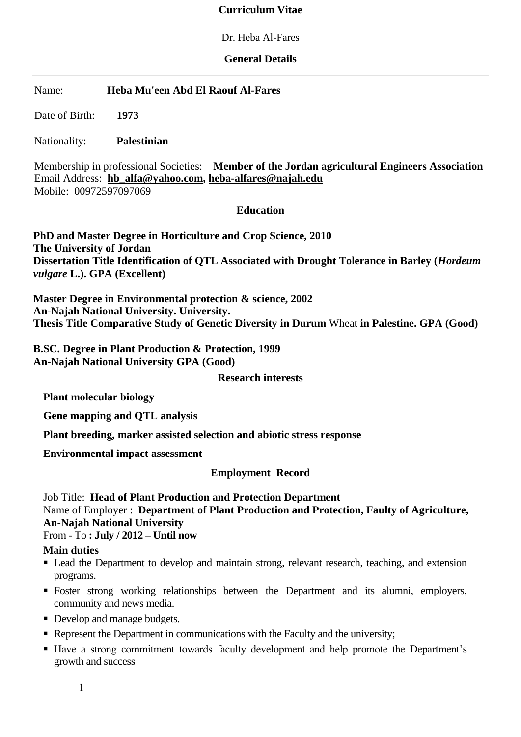# Curriculum Vitae

Dr. Heba Al-Fares

## General Details

---

Name: **Heba Mu'een Abd El Raouf Al-Fares**

Date of Birth: **1973**

Nationality: **Palestinian**

Membership in professional Societies: **Member of the Jordan agricultural Engineers Association**
Email Address: **hb_alfa@yahoo.com, heba-alfares@najah.edu**
Mobile: 00972597097069

## Education

**PhD and Master Degree in Horticulture and Crop Science, 2010**
**The University of Jordan**
**Dissertation Title Identification of QTL Associated with Drought Tolerance in Barley (*Hordeum vulgare* L.). GPA (Excellent)**

**Master Degree in Environmental protection & science, 2002**
**An-Najah National University. University.**
**Thesis Title Comparative Study of Genetic Diversity in Durum** Wheat **in Palestine. GPA (Good)**

**B.SC. Degree in Plant Production & Protection, 1999**
**An-Najah National University GPA (Good)**

## Research interests

**Plant molecular biology**

**Gene mapping and QTL analysis**

**Plant breeding, marker assisted selection and abiotic stress response**

**Environmental impact assessment**

## Employment Record

Job Title: **Head of Plant Production and Protection Department**
Name of Employer : **Department of Plant Production and Protection, Faulty of Agriculture, An-Najah National University**
From - To **: July / 2012 – Until now**

**Main duties**

- Lead the Department to develop and maintain strong, relevant research, teaching, and extension programs.
- Foster strong working relationships between the Department and its alumni, employers, community and news media.
- Develop and manage budgets.
- Represent the Department in communications with the Faculty and the university;
- Have a strong commitment towards faculty development and help promote the Department's growth and success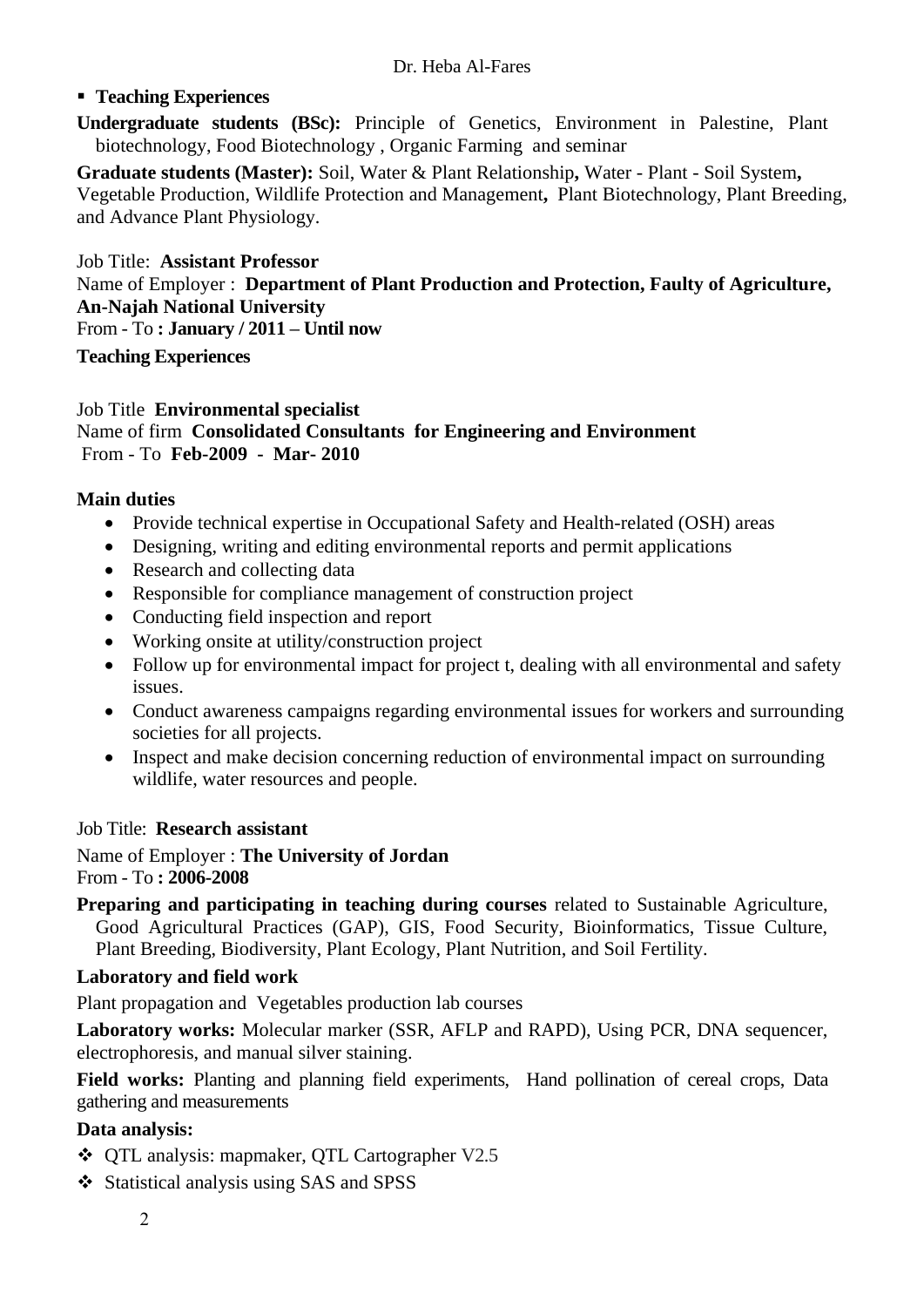- **Teaching Experiences**

**Undergraduate students (BSc):** Principle of Genetics, Environment in Palestine, Plant biotechnology, Food Biotechnology , Organic Farming and seminar

**Graduate students (Master):** Soil, Water & Plant Relationship**,** Water - Plant - Soil System**,** Vegetable Production, Wildlife Protection and Management**,** Plant Biotechnology, Plant Breeding, and Advance Plant Physiology.

Job Title: **Assistant Professor**
Name of Employer : **Department of Plant Production and Protection, Faulty of Agriculture, An-Najah National University**
From - To **: January / 2011 – Until now**

**Teaching Experiences**

Job Title **Environmental specialist**
Name of firm **Consolidated Consultants for Engineering and Environment**
From - To **Feb-2009 - Mar- 2010**

**Main duties**

- Provide technical expertise in Occupational Safety and Health-related (OSH) areas
- Designing, writing and editing environmental reports and permit applications
- Research and collecting data
- Responsible for compliance management of construction project
- Conducting field inspection and report
- Working onsite at utility/construction project
- Follow up for environmental impact for project t, dealing with all environmental and safety issues.
- Conduct awareness campaigns regarding environmental issues for workers and surrounding societies for all projects.
- Inspect and make decision concerning reduction of environmental impact on surrounding wildlife, water resources and people.

Job Title: **Research assistant**

Name of Employer : **The University of Jordan**
From - To **: 2006-2008**

**Preparing and participating in teaching during courses** related to Sustainable Agriculture, Good Agricultural Practices (GAP), GIS, Food Security, Bioinformatics, Tissue Culture, Plant Breeding, Biodiversity, Plant Ecology, Plant Nutrition, and Soil Fertility.

**Laboratory and field work**

Plant propagation and Vegetables production lab courses

**Laboratory works:** Molecular marker (SSR, AFLP and RAPD), Using PCR, DNA sequencer, electrophoresis, and manual silver staining.

**Field works:** Planting and planning field experiments, Hand pollination of cereal crops, Data gathering and measurements

**Data analysis:**

- QTL analysis: mapmaker, QTL Cartographer V2.5
- Statistical analysis using SAS and SPSS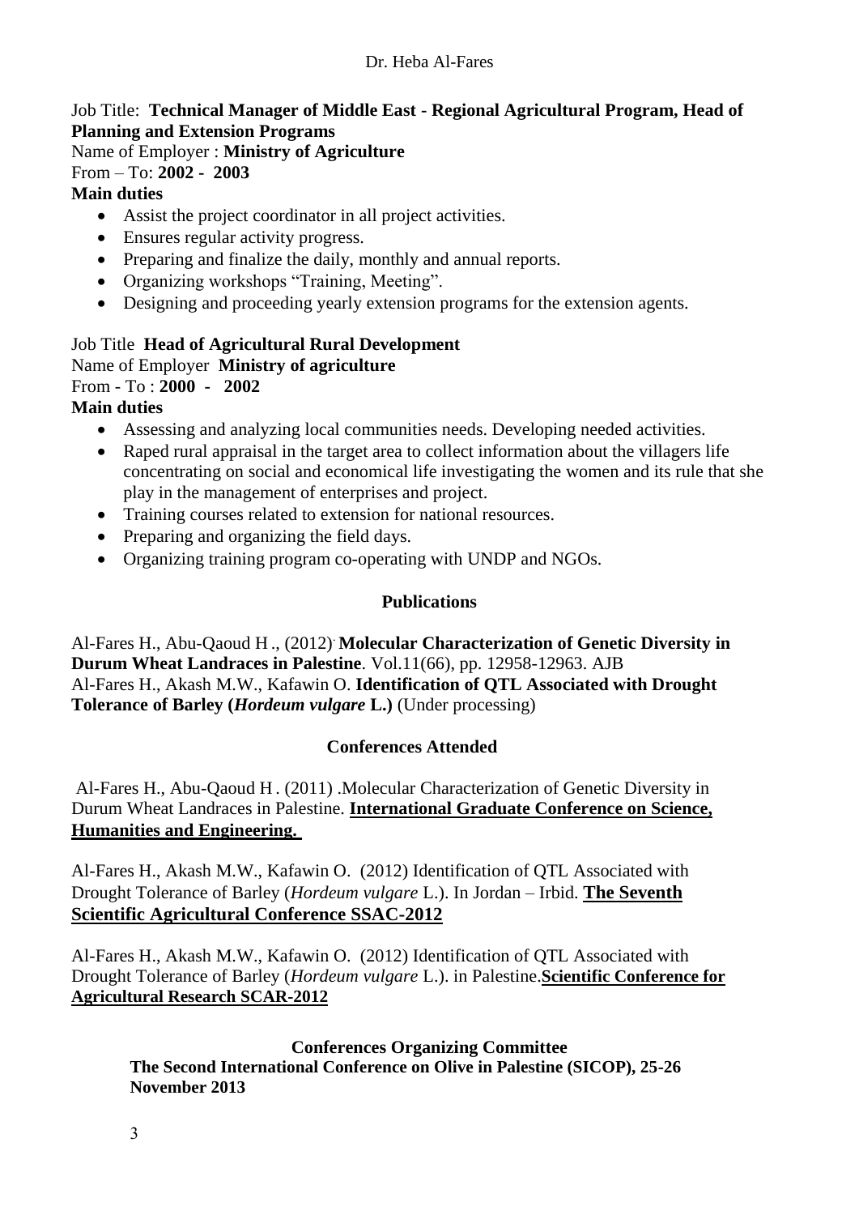Job Title: **Technical Manager of Middle East - Regional Agricultural Program, Head of Planning and Extension Programs**

Name of Employer : **Ministry of Agriculture**

From – To: **2002 - 2003**

**Main duties**

- Assist the project coordinator in all project activities.
- Ensures regular activity progress.
- Preparing and finalize the daily, monthly and annual reports.
- Organizing workshops "Training, Meeting".
- Designing and proceeding yearly extension programs for the extension agents.

Job Title **Head of Agricultural Rural Development**

Name of Employer **Ministry of agriculture**

From - To : **2000 - 2002**

**Main duties**

- Assessing and analyzing local communities needs. Developing needed activities.
- Raped rural appraisal in the target area to collect information about the villagers life concentrating on social and economical life investigating the women and its rule that she play in the management of enterprises and project.
- Training courses related to extension for national resources.
- Preparing and organizing the field days.
- Organizing training program co-operating with UNDP and NGOs.

## Publications

Al-Fares H., Abu-Qaoud H ., (2012). **Molecular Characterization of Genetic Diversity in Durum Wheat Landraces in Palestine**. Vol.11(66), pp. 12958-12963. AJB

Al-Fares H., Akash M.W., Kafawin O. **Identification of QTL Associated with Drought Tolerance of Barley (*Hordeum vulgare* L.)** (Under processing)

## Conferences Attended

Al-Fares H., Abu-Qaoud H . (2011) .Molecular Characterization of Genetic Diversity in Durum Wheat Landraces in Palestine. **International Graduate Conference on Science, Humanities and Engineering.**

Al-Fares H., Akash M.W., Kafawin O. (2012) Identification of QTL Associated with Drought Tolerance of Barley (*Hordeum vulgare* L.). In Jordan – Irbid. **The Seventh Scientific Agricultural Conference SSAC-2012**

Al-Fares H., Akash M.W., Kafawin O. (2012) Identification of QTL Associated with Drought Tolerance of Barley (*Hordeum vulgare* L.). in Palestine.**Scientific Conference for Agricultural Research SCAR-2012**

## Conferences Organizing Committee

**The Second International Conference on Olive in Palestine (SICOP), 25-26 November 2013**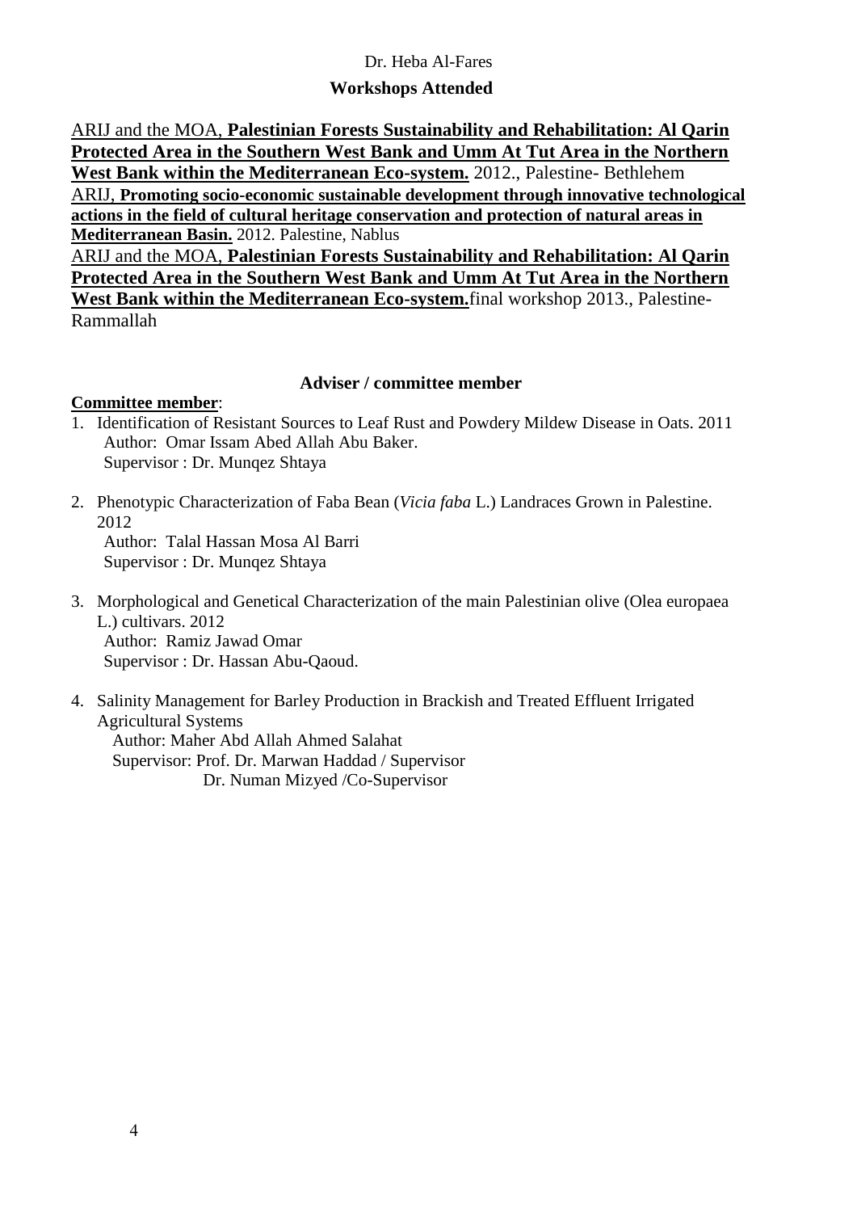## Workshops Attended

ARIJ and the MOA, **Palestinian Forests Sustainability and Rehabilitation: Al Qarin Protected Area in the Southern West Bank and Umm At Tut Area in the Northern West Bank within the Mediterranean Eco-system.** 2012., Palestine- Bethlehem

ARIJ, **Promoting socio-economic sustainable development through innovative technological actions in the field of cultural heritage conservation and protection of natural areas in Mediterranean Basin.** 2012. Palestine, Nablus

ARIJ and the MOA, **Palestinian Forests Sustainability and Rehabilitation: Al Qarin Protected Area in the Southern West Bank and Umm At Tut Area in the Northern West Bank within the Mediterranean Eco-system.** final workshop 2013., Palestine- Rammallah

## Adviser / committee member

**Committee member**:

1. Identification of Resistant Sources to Leaf Rust and Powdery Mildew Disease in Oats. 2011
   Author: Omar Issam Abed Allah Abu Baker.
   Supervisor : Dr. Munqez Shtaya

2. Phenotypic Characterization of Faba Bean (*Vicia faba* L.) Landraces Grown in Palestine. 2012
   Author: Talal Hassan Mosa Al Barri
   Supervisor : Dr. Munqez Shtaya

3. Morphological and Genetical Characterization of the main Palestinian olive (Olea europaea L.) cultivars. 2012
   Author: Ramiz Jawad Omar
   Supervisor : Dr. Hassan Abu-Qaoud.

4. Salinity Management for Barley Production in Brackish and Treated Effluent Irrigated Agricultural Systems
   Author: Maher Abd Allah Ahmed Salahat
   Supervisor: Prof. Dr. Marwan Haddad / Supervisor
   Dr. Numan Mizyed /Co-Supervisor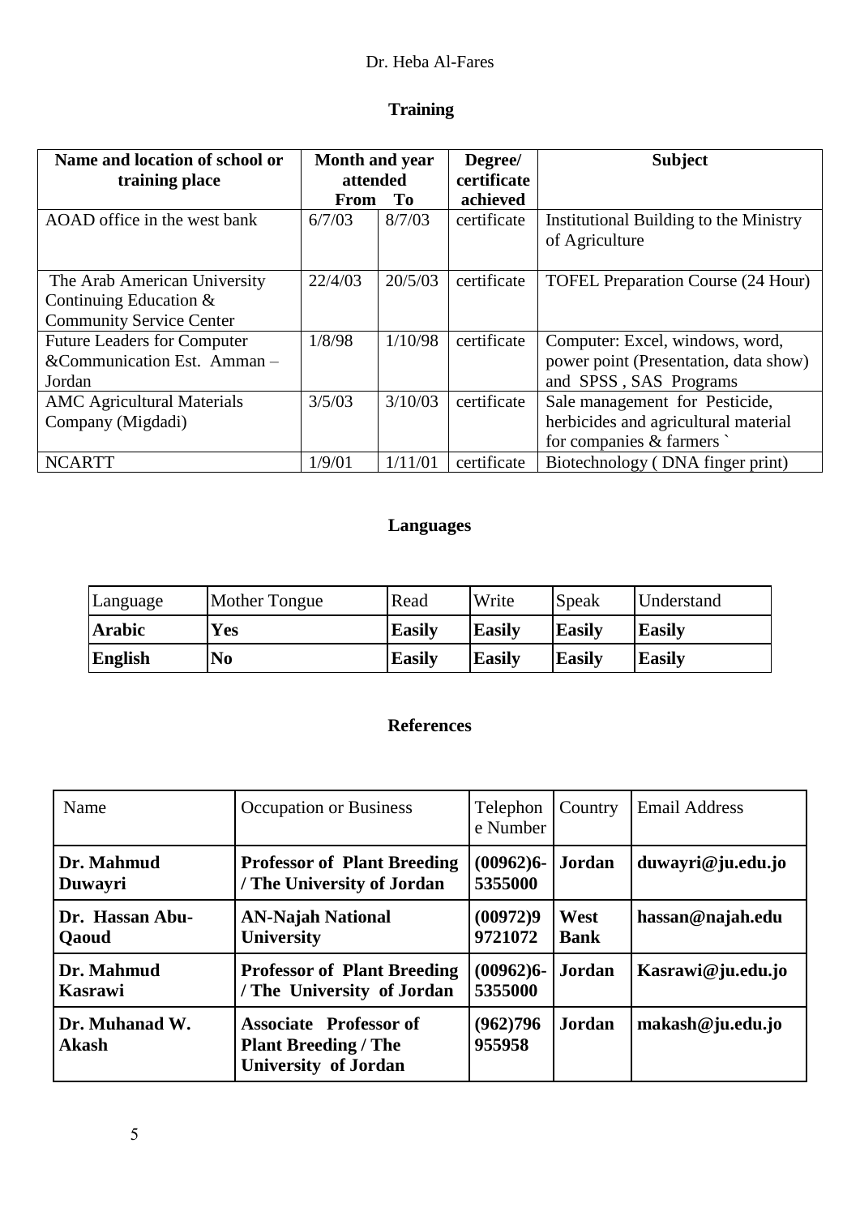## Training

| Name and location of school or training place | Month and year attended From | To | Degree/ certificate achieved | Subject |
|---|---|---|---|---|
| AOAD office in the west bank | 6/7/03 | 8/7/03 | certificate | Institutional Building to the Ministry of Agriculture |
| The Arab American University Continuing Education & Community Service Center | 22/4/03 | 20/5/03 | certificate | TOFEL Preparation Course (24 Hour) |
| Future Leaders for Computer &Communication Est. Amman – Jordan | 1/8/98 | 1/10/98 | certificate | Computer: Excel, windows, word, power point (Presentation, data show) and SPSS , SAS Programs |
| AMC Agricultural Materials Company (Migdadi) | 3/5/03 | 3/10/03 | certificate | Sale management for Pesticide, herbicides and agricultural material for companies & farmers ` |
| NCARTT | 1/9/01 | 1/11/01 | certificate | Biotechnology ( DNA finger print) |

## Languages

| Language | Mother Tongue | Read | Write | Speak | Understand |
|---|---|---|---|---|---|
| **Arabic** | **Yes** | **Easily** | **Easily** | **Easily** | **Easily** |
| **English** | **No** | **Easily** | **Easily** | **Easily** | **Easily** |

## References

| Name | Occupation or Business | Telephone Number | Country | Email Address |
|---|---|---|---|---|
| **Dr. Mahmud Duwayri** | **Professor of Plant Breeding / The University of Jordan** | **(00962)6-5355000** | **Jordan** | **duwayri@ju.edu.jo** |
| **Dr. Hassan Abu-Qaoud** | **AN-Najah National University** | **(00972)9 9721072** | **West Bank** | **hassan@najah.edu** |
| **Dr. Mahmud Kasrawi** | **Professor of Plant Breeding / The University of Jordan** | **(00962)6-5355000** | **Jordan** | **Kasrawi@ju.edu.jo** |
| **Dr. Muhanad W. Akash** | **Associate Professor of Plant Breeding / The University of Jordan** | **(962)796 955958** | **Jordan** | **makash@ju.edu.jo** |